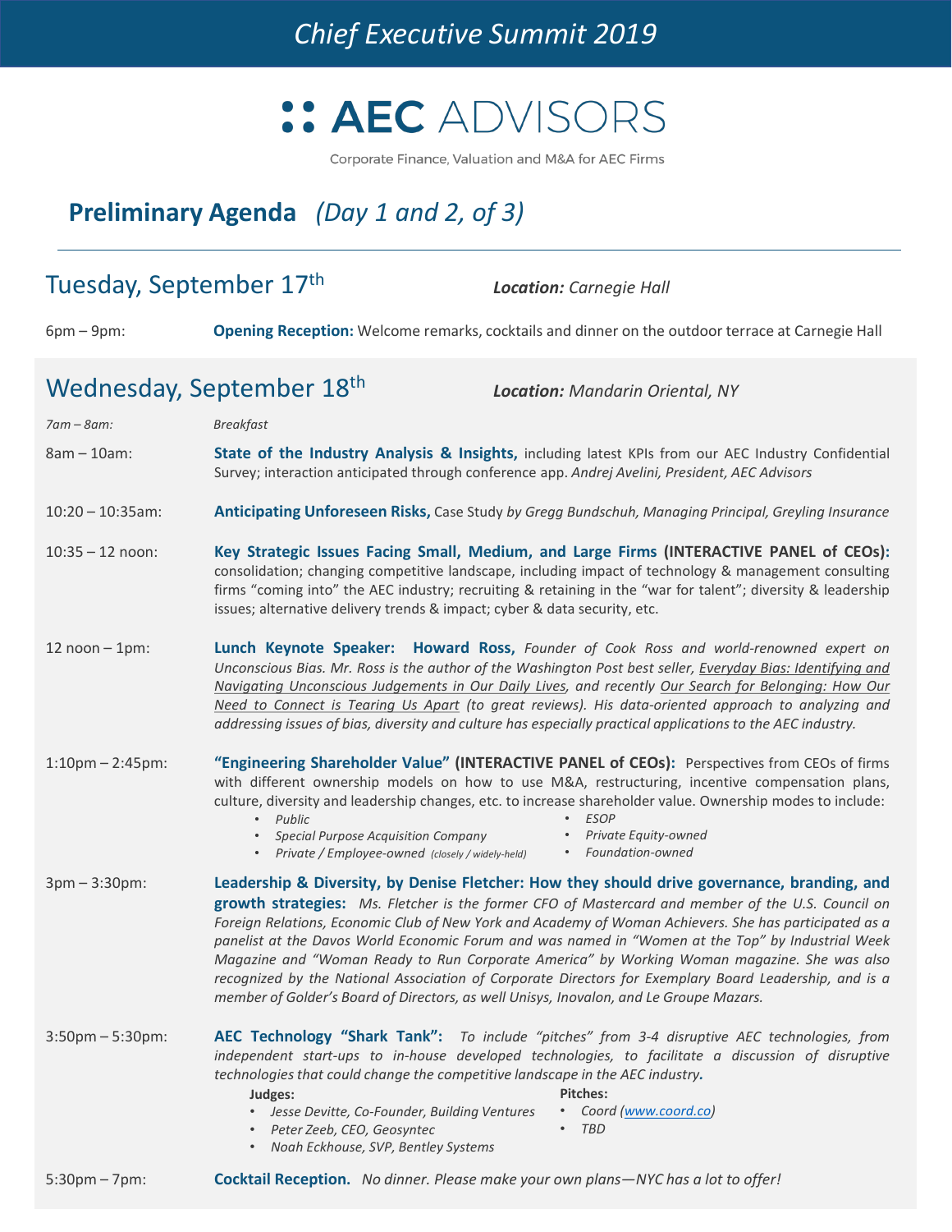# Chief Executive Summit 2019

**AEC ADVISORS**

Corporate Finance, Valuation and M&A for AEC Firms

## Preliminary Agenda *(Day 1 and 2, of 3)*

---

## Tuesday, September 17th — ***Location:*** *Carnegie Hall*

6pm – 9pm: **Opening Reception:** Welcome remarks, cocktails and dinner on the outdoor terrace at Carnegie Hall

## Wednesday, September 18th — ***Location:*** *Mandarin Oriental, NY*

*7am – 8am:* *Breakfast*

8am – 10am: **State of the Industry Analysis & Insights,** including latest KPIs from our AEC Industry Confidential Survey; interaction anticipated through conference app. *Andrej Avelini, President, AEC Advisors*

10:20 – 10:35am: **Anticipating Unforeseen Risks,** Case Study *by Gregg Bundschuh, Managing Principal, Greyling Insurance*

10:35 – 12 noon: **Key Strategic Issues Facing Small, Medium, and Large Firms (INTERACTIVE PANEL of CEOs):** consolidation; changing competitive landscape, including impact of technology & management consulting firms "coming into" the AEC industry; recruiting & retaining in the "war for talent"; diversity & leadership issues; alternative delivery trends & impact; cyber & data security, etc.

12 noon – 1pm: **Lunch Keynote Speaker: Howard Ross,** *Founder of Cook Ross and world-renowned expert on Unconscious Bias. Mr. Ross is the author of the Washington Post best seller, Everyday Bias: Identifying and Navigating Unconscious Judgements in Our Daily Lives, and recently Our Search for Belonging: How Our Need to Connect is Tearing Us Apart (to great reviews). His data-oriented approach to analyzing and addressing issues of bias, diversity and culture has especially practical applications to the AEC industry.*

1:10pm – 2:45pm: **"Engineering Shareholder Value" (INTERACTIVE PANEL of CEOs):** Perspectives from CEOs of firms with different ownership models on how to use M&A, restructuring, incentive compensation plans, culture, diversity and leadership changes, etc. to increase shareholder value. Ownership modes to include:

- *Public*
- *Special Purpose Acquisition Company*
- *Private / Employee-owned (closely / widely-held)*
- *ESOP*
- *Private Equity-owned*
- *Foundation-owned*

3pm – 3:30pm: **Leadership & Diversity, by Denise Fletcher: How they should drive governance, branding, and growth strategies:** *Ms. Fletcher is the former CFO of Mastercard and member of the U.S. Council on Foreign Relations, Economic Club of New York and Academy of Woman Achievers. She has participated as a panelist at the Davos World Economic Forum and was named in "Women at the Top" by Industrial Week Magazine and "Woman Ready to Run Corporate America" by Working Woman magazine. She was also recognized by the National Association of Corporate Directors for Exemplary Board Leadership, and is a member of Golder's Board of Directors, as well Unisys, Inovalon, and Le Groupe Mazars.*

3:50pm – 5:30pm: **AEC Technology "Shark Tank":** *To include "pitches" from 3-4 disruptive AEC technologies, from independent start-ups to in-house developed technologies, to facilitate a discussion of disruptive technologies that could change the competitive landscape in the AEC industry.*

**Judges:**
- *Jesse Devitte, Co-Founder, Building Ventures*
- *Peter Zeeb, CEO, Geosyntec*
- *Noah Eckhouse, SVP, Bentley Systems*

**Pitches:**
- *Coord (www.coord.co)*
- *TBD*

5:30pm – 7pm: **Cocktail Reception.** *No dinner. Please make your own plans—NYC has a lot to offer!*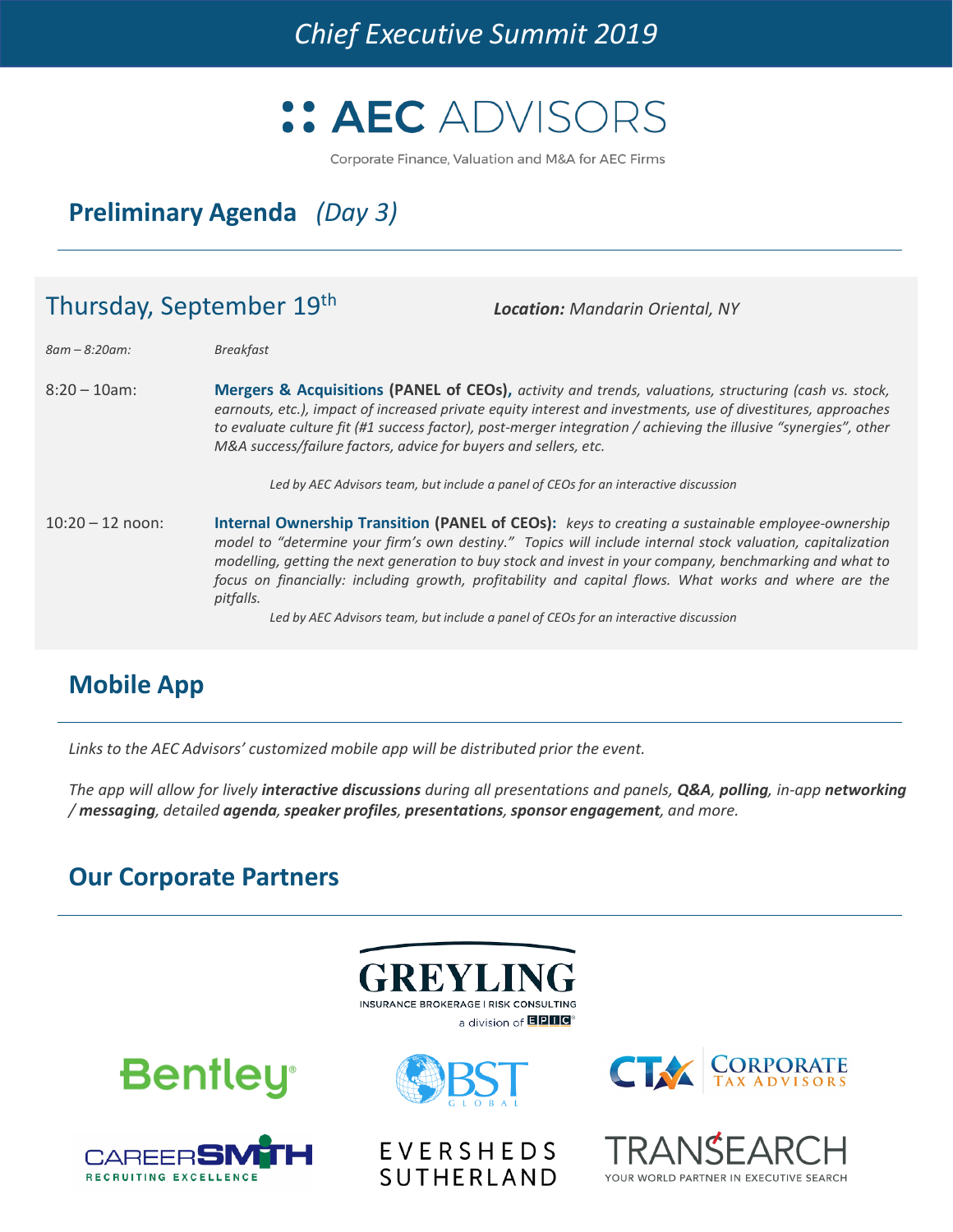Chief Executive Summit 2019

**AEC ADVISORS**

Corporate Finance, Valuation and M&A for AEC Firms

## Preliminary Agenda *(Day 3)*

### Thursday, September 19th

***Location:*** *Mandarin Oriental, NY*

*8am – 8:20am:* *Breakfast*

8:20 – 10am: **Mergers & Acquisitions (PANEL of CEOs),** *activity and trends, valuations, structuring (cash vs. stock, earnouts, etc.), impact of increased private equity interest and investments, use of divestitures, approaches to evaluate culture fit (#1 success factor), post-merger integration / achieving the illusive "synergies", other M&A success/failure factors, advice for buyers and sellers, etc.*

*Led by AEC Advisors team, but include a panel of CEOs for an interactive discussion*

10:20 – 12 noon: **Internal Ownership Transition (PANEL of CEOs):** *keys to creating a sustainable employee-ownership model to "determine your firm's own destiny." Topics will include internal stock valuation, capitalization modelling, getting the next generation to buy stock and invest in your company, benchmarking and what to focus on financially: including growth, profitability and capital flows. What works and where are the pitfalls.*

*Led by AEC Advisors team, but include a panel of CEOs for an interactive discussion*

## Mobile App

*Links to the AEC Advisors' customized mobile app will be distributed prior the event.*

*The app will allow for lively **interactive discussions** during all presentations and panels, **Q&A**, **polling**, in-app **networking / messaging**, detailed **agenda, speaker profiles, presentations, sponsor engagement**, and more.*

## Our Corporate Partners

GREYLING
INSURANCE BROKERAGE | RISK CONSULTING
a division of EPIC

Bentley

BST GLOBAL

CTA CORPORATE TAX ADVISORS

CAREERSMITH
RECRUITING EXCELLENCE

EVERSHEDS SUTHERLAND

TRANSEARCH
YOUR WORLD PARTNER IN EXECUTIVE SEARCH